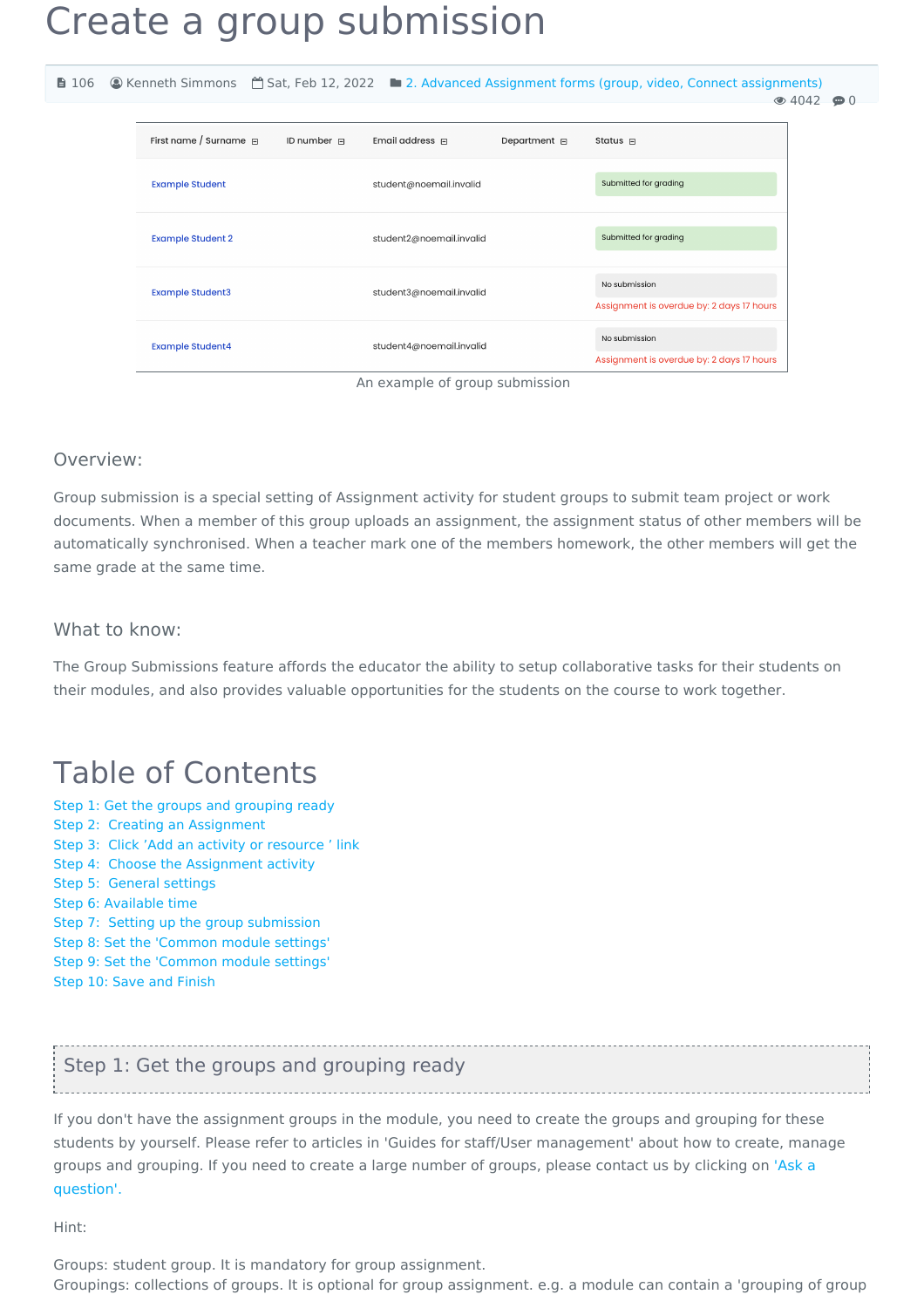# Create a group submission

106 Kenneth Simmons Sat, Feb 12, 2022 2. Advanced Assignment forms (group, video, Connect assignments)
4042 0

| First name / Surname | ID number | Email address | Department | Status |
|---|---|---|---|---|
| Example Student | | student@noemail.invalid | | Submitted for grading |
| Example Student 2 | | student2@noemail.invalid | | Submitted for grading |
| Example Student3 | | student3@noemail.invalid | | No submission Assignment is overdue by: 2 days 17 hours |
| Example Student4 | | student4@noemail.invalid | | No submission Assignment is overdue by: 2 days 17 hours |

An example of group submission

### Overview:

Group submission is a special setting of Assignment activity for student groups to submit team project or work documents. When a member of this group uploads an assignment, the assignment status of other members will be automatically synchronised. When a teacher mark one of the members homework, the other members will get the same grade at the same time.

### What to know:

The Group Submissions feature affords the educator the ability to setup collaborative tasks for their students on their modules, and also provides valuable opportunities for the students on the course to work together.

## Table of Contents

- Step 1: Get the groups and grouping ready
- Step 2: Creating an Assignment
- Step 3: Click 'Add an activity or resource ' link
- Step 4: Choose the Assignment activity
- Step 5: General settings
- Step 6: Available time
- Step 7: Setting up the group submission
- Step 8: Set the 'Common module settings'
- Step 9: Set the 'Common module settings'
- Step 10: Save and Finish

### Step 1: Get the groups and grouping ready

If you don't have the assignment groups in the module, you need to create the groups and grouping for these students by yourself. Please refer to articles in 'Guides for staff/User management' about how to create, manage groups and grouping. If you need to create a large number of groups, please contact us by clicking on 'Ask a question'.

Hint:

Groups: student group. It is mandatory for group assignment.
Groupings: collections of groups. It is optional for group assignment. e.g. a module can contain a 'grouping of group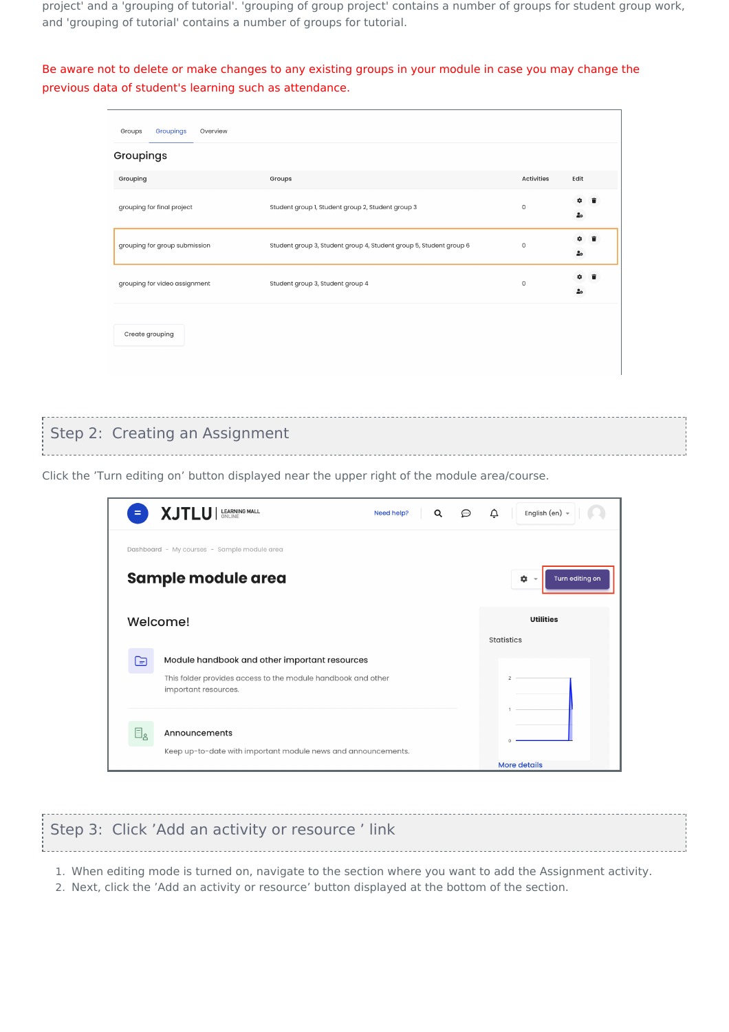project' and a 'grouping of tutorial'. 'grouping of group project' contains a number of groups for student group work, and 'grouping of tutorial' contains a number of groups for tutorial.

Be aware not to delete or make changes to any existing groups in your module in case you may change the previous data of student's learning such as attendance.

## Step 2: Creating an Assignment

Click the 'Turn editing on' button displayed near the upper right of the module area/course.

## Step 3: Click 'Add an activity or resource ' link

1. When editing mode is turned on, navigate to the section where you want to add the Assignment activity.
2. Next, click the 'Add an activity or resource' button displayed at the bottom of the section.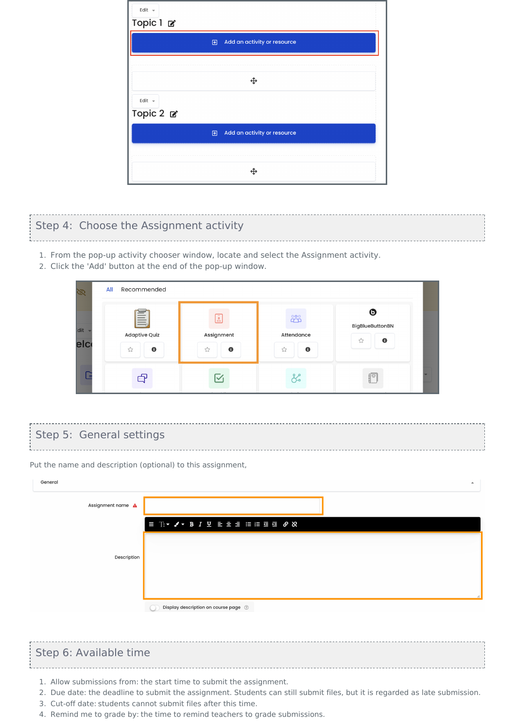## Step 4: Choose the Assignment activity

1. From the pop-up activity chooser window, locate and select the Assignment activity.
2. Click the 'Add' button at the end of the pop-up window.

## Step 5: General settings

Put the name and description (optional) to this assignment,

## Step 6: Available time

1. Allow submissions from: the start time to submit the assignment.
2. Due date: the deadline to submit the assignment. Students can still submit files, but it is regarded as late submission.
3. Cut-off date: students cannot submit files after this time.
4. Remind me to grade by: the time to remind teachers to grade submissions.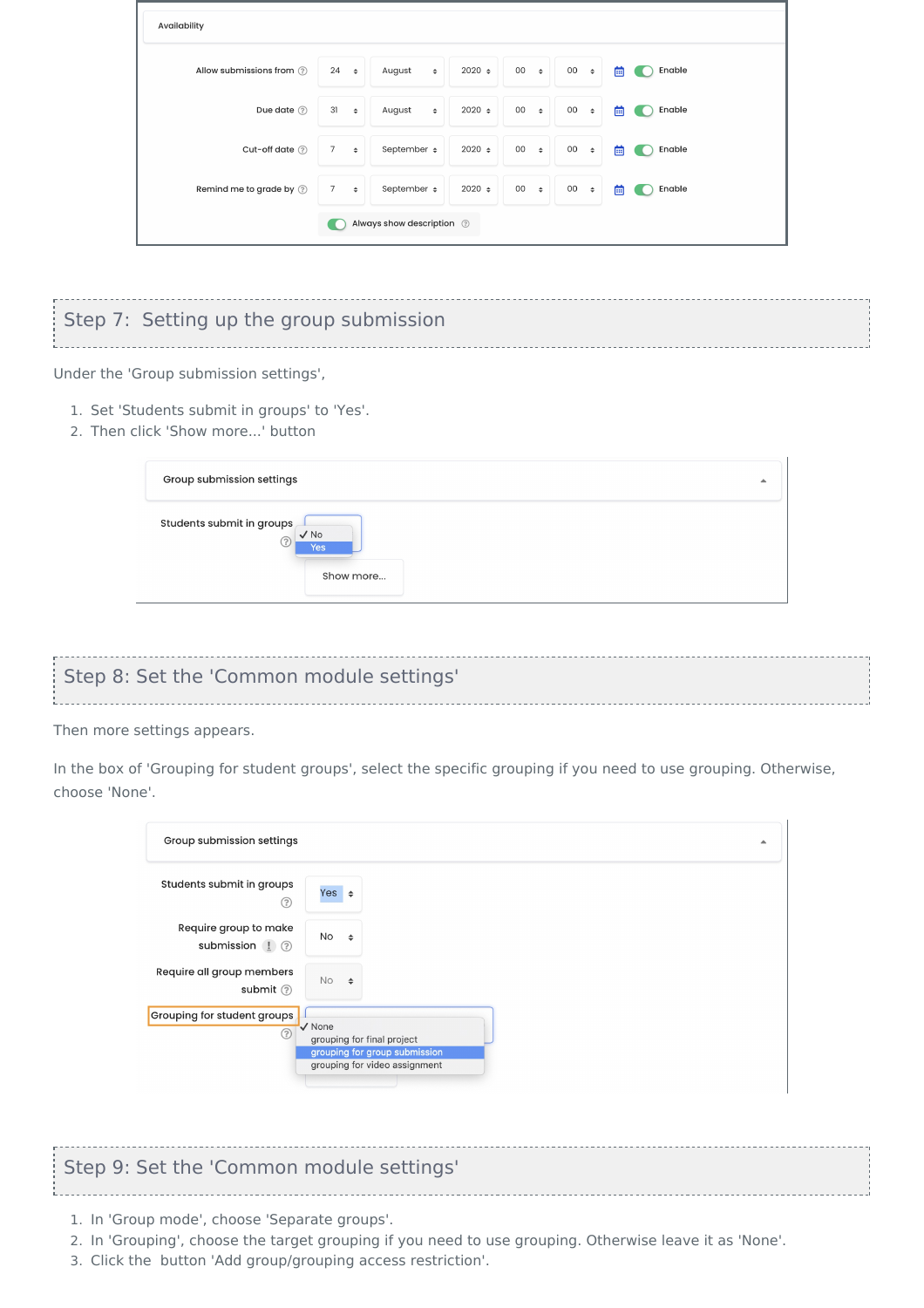## Step 7: Setting up the group submission

Under the 'Group submission settings',

1. Set 'Students submit in groups' to 'Yes'.
2. Then click 'Show more...' button

## Step 8: Set the 'Common module settings'

Then more settings appears.

In the box of 'Grouping for student groups', select the specific grouping if you need to use grouping. Otherwise, choose 'None'.

## Step 9: Set the 'Common module settings'

1. In 'Group mode', choose 'Separate groups'.
2. In 'Grouping', choose the target grouping if you need to use grouping. Otherwise leave it as 'None'.
3. Click the  button 'Add group/grouping access restriction'.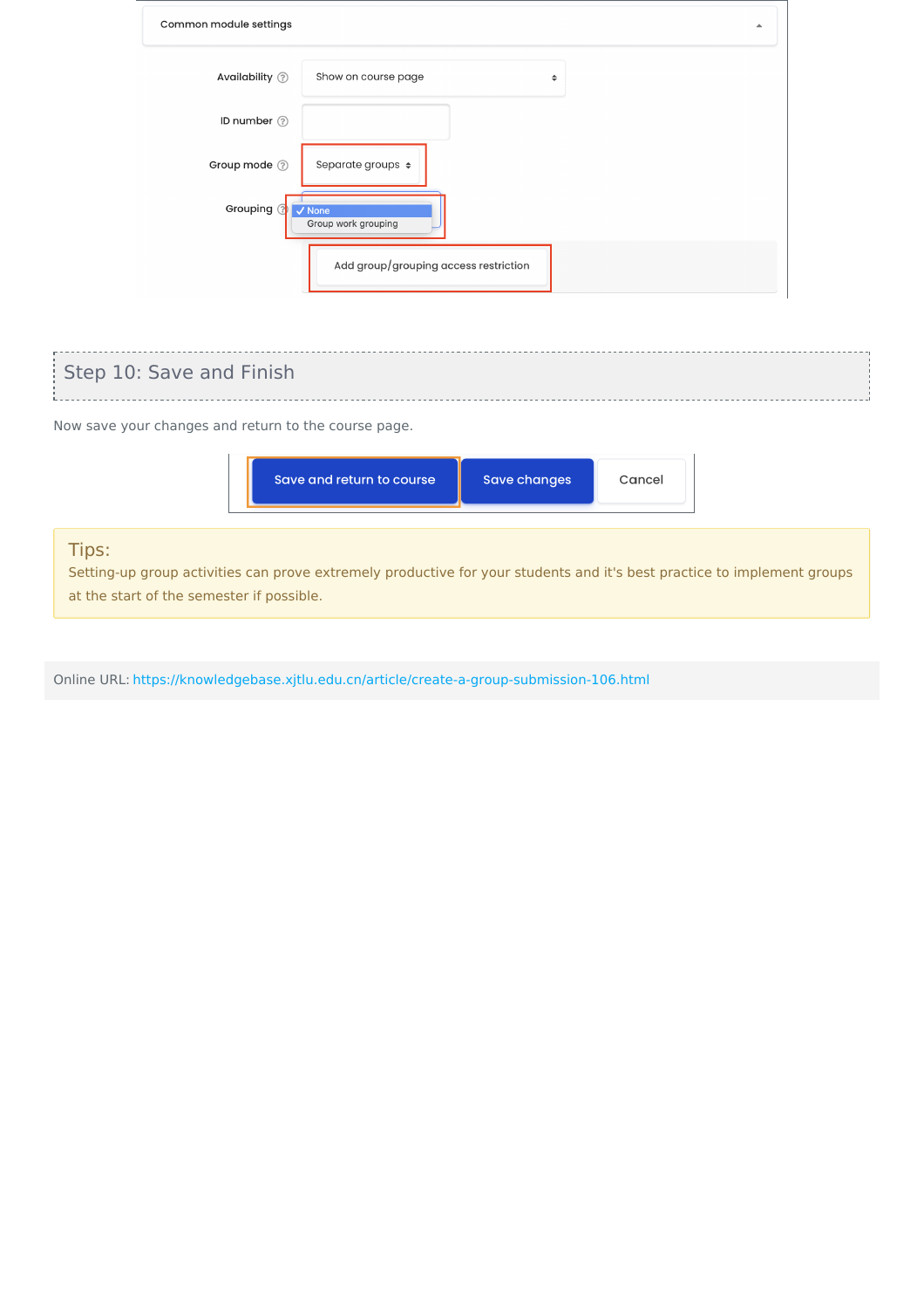## Step 10: Save and Finish

Now save your changes and return to the course page.

**Tips:**

Setting-up group activities can prove extremely productive for your students and it's best practice to implement groups at the start of the semester if possible.

Online URL: https://knowledgebase.xjtlu.edu.cn/article/create-a-group-submission-106.html